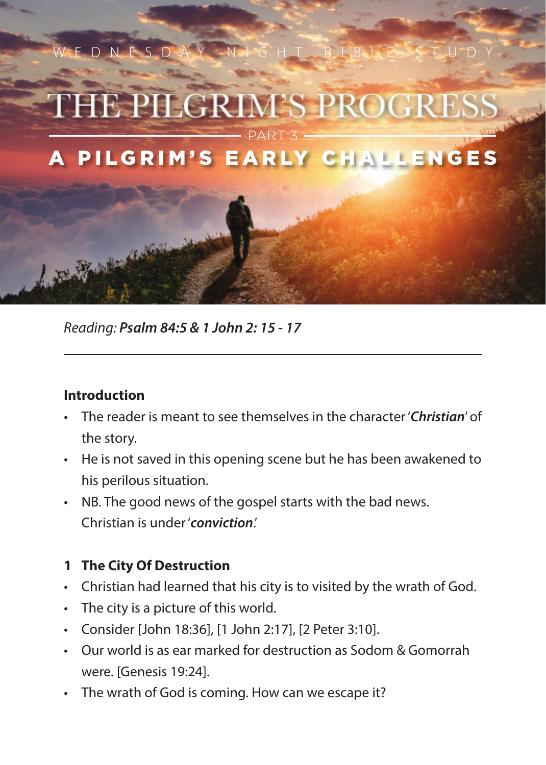WEDNESDAY NIGHT BIBLE STUDY

# THE PILGRIM'S PROGRESS

PART 3

## A PILGRIM'S EARLY CHALLENGES

*Reading:* ***Psalm 84:5 & 1 John 2: 15 - 17***

---

**Introduction**

- The reader is meant to see themselves in the character '***Christian***' of the story.
- He is not saved in this opening scene but he has been awakened to his perilous situation.
- NB. The good news of the gospel starts with the bad news. Christian is under '***conviction***.'

**1 The City Of Destruction**

- Christian had learned that his city is to visited by the wrath of God.
- The city is a picture of this world.
- Consider [John 18:36], [1 John 2:17], [2 Peter 3:10].
- Our world is as ear marked for destruction as Sodom & Gomorrah were. [Genesis 19:24].
- The wrath of God is coming. How can we escape it?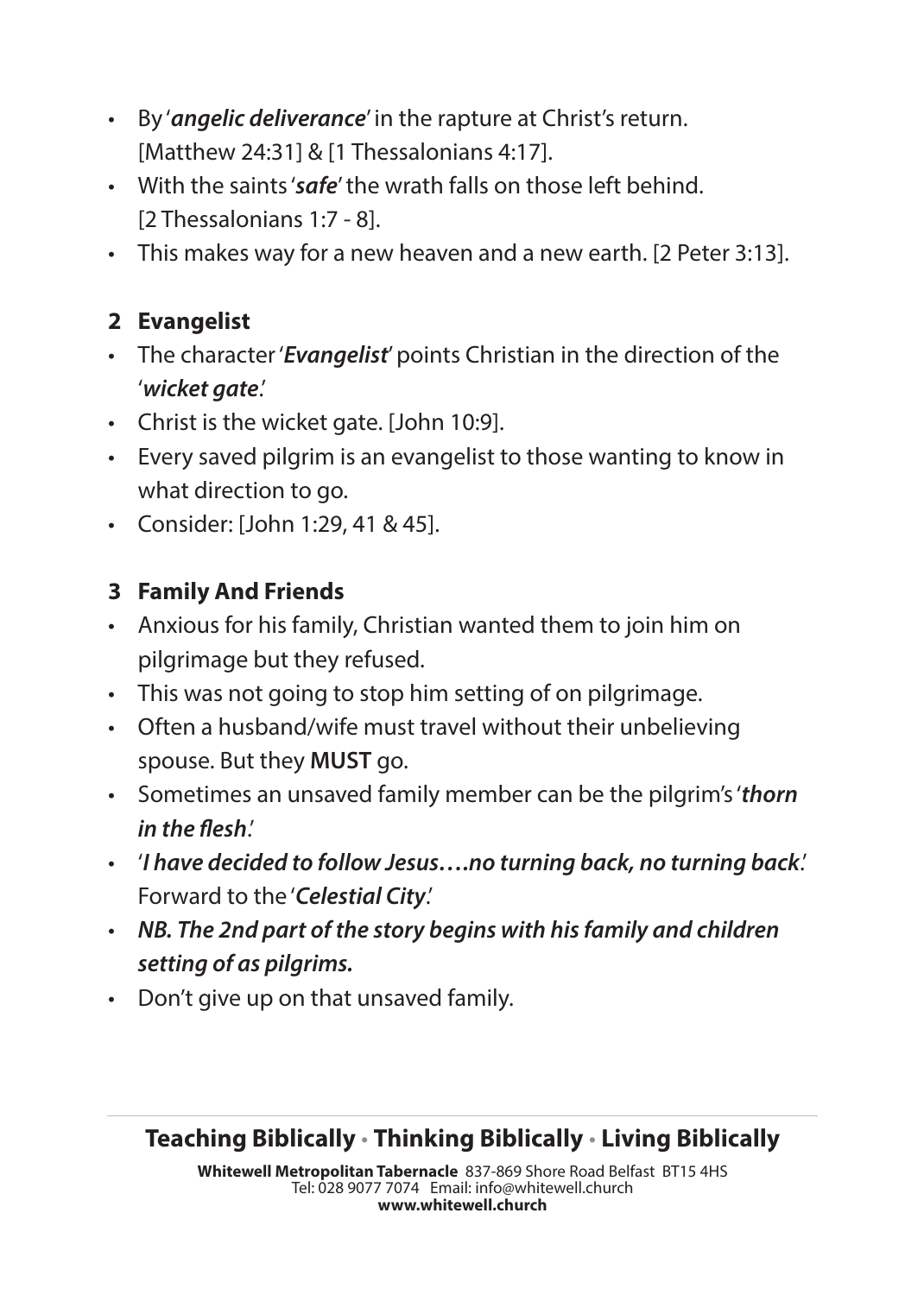- By '***angelic deliverance***' in the rapture at Christ's return. [Matthew 24:31] & [1 Thessalonians 4:17].
- With the saints '***safe***' the wrath falls on those left behind. [2 Thessalonians 1:7 - 8].
- This makes way for a new heaven and a new earth. [2 Peter 3:13].

### 2 Evangelist

- The character '***Evangelist***' points Christian in the direction of the '***wicket gate***.'
- Christ is the wicket gate. [John 10:9].
- Every saved pilgrim is an evangelist to those wanting to know in what direction to go.
- Consider: [John 1:29, 41 & 45].

### 3 Family And Friends

- Anxious for his family, Christian wanted them to join him on pilgrimage but they refused.
- This was not going to stop him setting of on pilgrimage.
- Often a husband/wife must travel without their unbelieving spouse. But they **MUST** go.
- Sometimes an unsaved family member can be the pilgrim's '***thorn in the flesh***.'
- '***I have decided to follow Jesus….no turning back, no turning back***.' Forward to the '***Celestial City***.'
- ***NB. The 2nd part of the story begins with his family and children setting of as pilgrims.***
- Don't give up on that unsaved family.

---

**Teaching Biblically • Thinking Biblically • Living Biblically**

**Whitewell Metropolitan Tabernacle** 837-869 Shore Road Belfast BT15 4HS
Tel: 028 9077 7074 Email: info@whitewell.church
**www.whitewell.church**